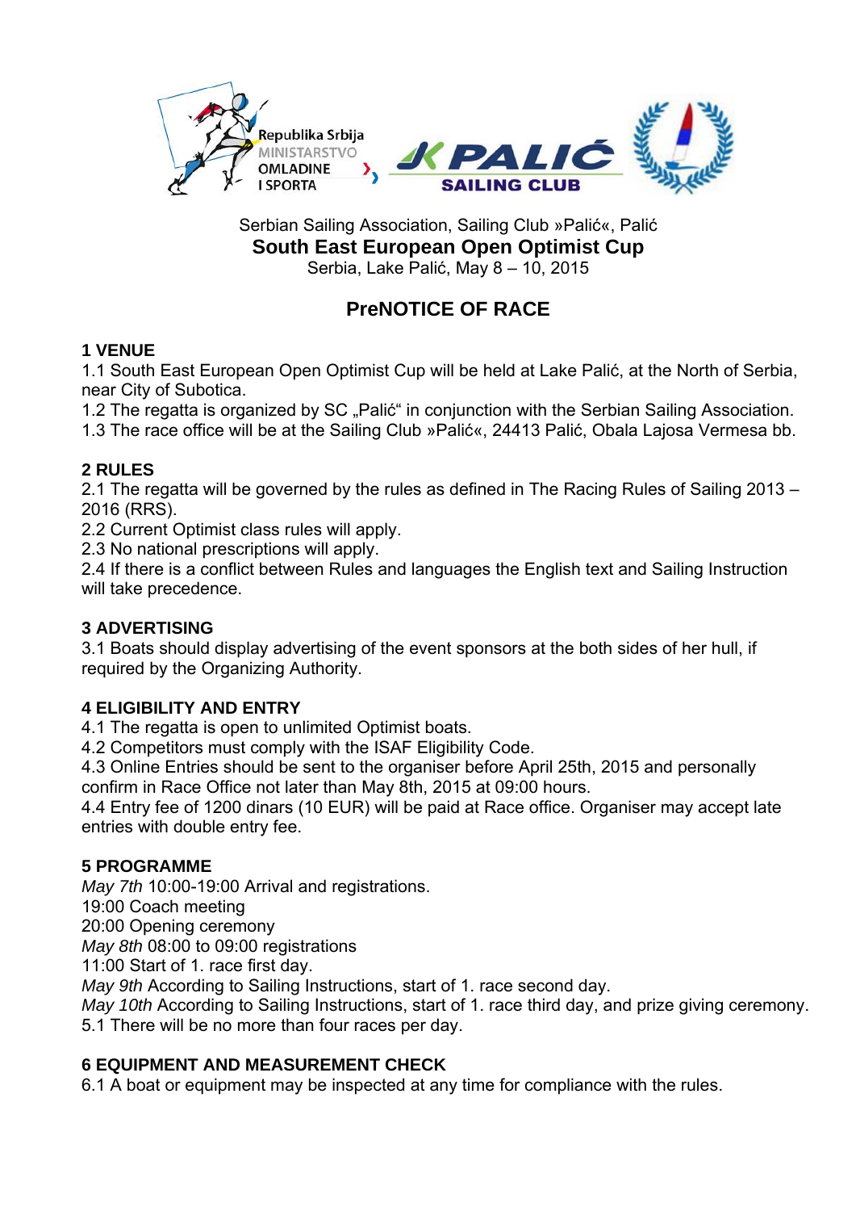Republika Srbija
MINISTARSTVO
OMLADINE
I SPORTA

JK PALIĆ
SAILING CLUB

Serbian Sailing Association, Sailing Club »Palić«, Palić

**South East European Open Optimist Cup**

Serbia, Lake Palić, May 8 – 10, 2015

# PreNOTICE OF RACE

## 1 VENUE

1.1 South East European Open Optimist Cup will be held at Lake Palić, at the North of Serbia, near City of Subotica.

1.2 The regatta is organized by SC „Palić" in conjunction with the Serbian Sailing Association.

1.3 The race office will be at the Sailing Club »Palić«, 24413 Palić, Obala Lajosa Vermesa bb.

## 2 RULES

2.1 The regatta will be governed by the rules as defined in The Racing Rules of Sailing 2013 – 2016 (RRS).

2.2 Current Optimist class rules will apply.

2.3 No national prescriptions will apply.

2.4 If there is a conflict between Rules and languages the English text and Sailing Instruction will take precedence.

## 3 ADVERTISING

3.1 Boats should display advertising of the event sponsors at the both sides of her hull, if required by the Organizing Authority.

## 4 ELIGIBILITY AND ENTRY

4.1 The regatta is open to unlimited Optimist boats.

4.2 Competitors must comply with the ISAF Eligibility Code.

4.3 Online Entries should be sent to the organiser before April 25th, 2015 and personally confirm in Race Office not later than May 8th, 2015 at 09:00 hours.

4.4 Entry fee of 1200 dinars (10 EUR) will be paid at Race office. Organiser may accept late entries with double entry fee.

## 5 PROGRAMME

*May 7th* 10:00-19:00 Arrival and registrations.
19:00 Coach meeting
20:00 Opening ceremony
*May 8th* 08:00 to 09:00 registrations
11:00 Start of 1. race first day.
*May 9th* According to Sailing Instructions, start of 1. race second day.
*May 10th* According to Sailing Instructions, start of 1. race third day, and prize giving ceremony.

5.1 There will be no more than four races per day.

## 6 EQUIPMENT AND MEASUREMENT CHECK

6.1 A boat or equipment may be inspected at any time for compliance with the rules.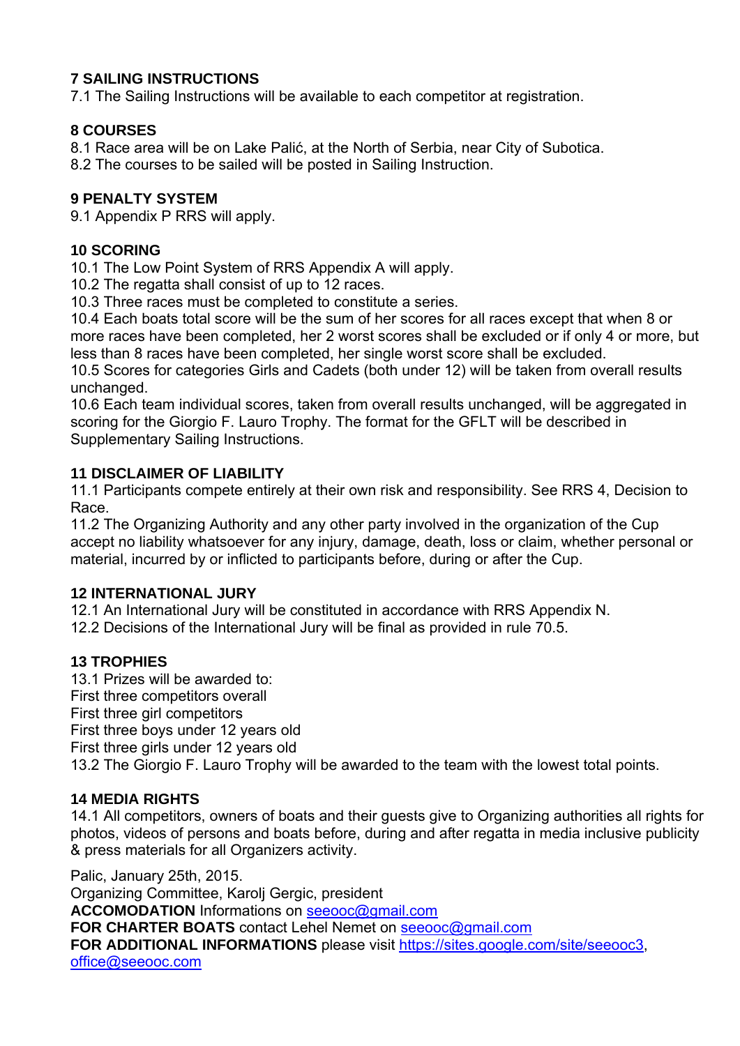## 7 SAILING INSTRUCTIONS

7.1 The Sailing Instructions will be available to each competitor at registration.

## 8 COURSES

8.1 Race area will be on Lake Palić, at the North of Serbia, near City of Subotica.
8.2 The courses to be sailed will be posted in Sailing Instruction.

## 9 PENALTY SYSTEM

9.1 Appendix P RRS will apply.

## 10 SCORING

10.1 The Low Point System of RRS Appendix A will apply.
10.2 The regatta shall consist of up to 12 races.
10.3 Three races must be completed to constitute a series.
10.4 Each boats total score will be the sum of her scores for all races except that when 8 or more races have been completed, her 2 worst scores shall be excluded or if only 4 or more, but less than 8 races have been completed, her single worst score shall be excluded.
10.5 Scores for categories Girls and Cadets (both under 12) will be taken from overall results unchanged.
10.6 Each team individual scores, taken from overall results unchanged, will be aggregated in scoring for the Giorgio F. Lauro Trophy. The format for the GFLT will be described in Supplementary Sailing Instructions.

## 11 DISCLAIMER OF LIABILITY

11.1 Participants compete entirely at their own risk and responsibility. See RRS 4, Decision to Race.
11.2 The Organizing Authority and any other party involved in the organization of the Cup accept no liability whatsoever for any injury, damage, death, loss or claim, whether personal or material, incurred by or inflicted to participants before, during or after the Cup.

## 12 INTERNATIONAL JURY

12.1 An International Jury will be constituted in accordance with RRS Appendix N.
12.2 Decisions of the International Jury will be final as provided in rule 70.5.

## 13 TROPHIES

13.1 Prizes will be awarded to:
First three competitors overall
First three girl competitors
First three boys under 12 years old
First three girls under 12 years old
13.2 The Giorgio F. Lauro Trophy will be awarded to the team with the lowest total points.

## 14 MEDIA RIGHTS

14.1 All competitors, owners of boats and their guests give to Organizing authorities all rights for photos, videos of persons and boats before, during and after regatta in media inclusive publicity & press materials for all Organizers activity.

Palic, January 25th, 2015.
Organizing Committee, Karolj Gergic, president
**ACCOMODATION** Informations on seeooc@gmail.com
**FOR CHARTER BOATS** contact Lehel Nemet on seeooc@gmail.com
**FOR ADDITIONAL INFORMATIONS** please visit https://sites.google.com/site/seeooc3, office@seeooc.com